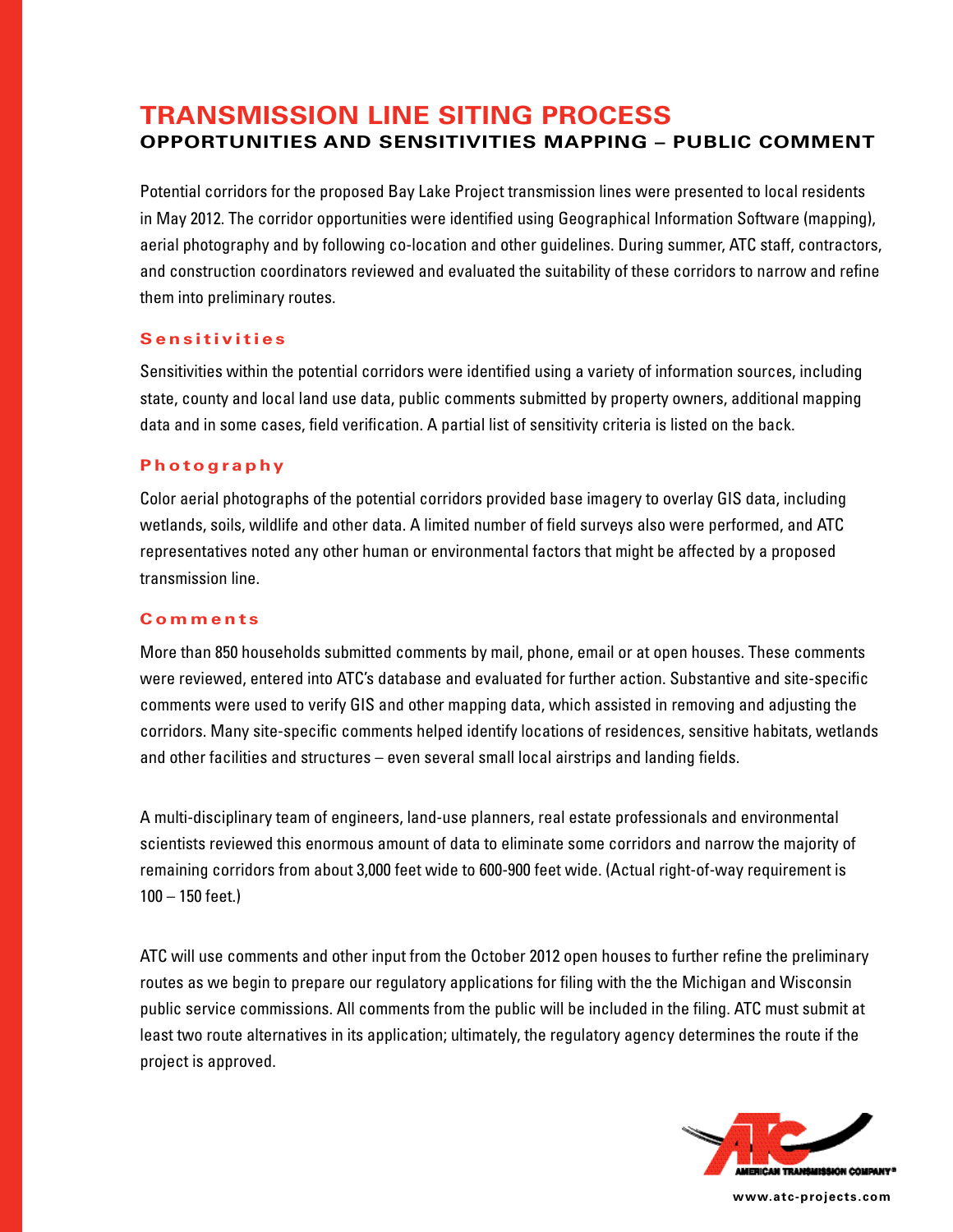# TRANSMISSION LINE SITING PROCESS

## OPPORTUNITIES AND SENSITIVITIES MAPPING – PUBLIC COMMENT

Potential corridors for the proposed Bay Lake Project transmission lines were presented to local residents in May 2012. The corridor opportunities were identified using Geographical Information Software (mapping), aerial photography and by following co-location and other guidelines. During summer, ATC staff, contractors, and construction coordinators reviewed and evaluated the suitability of these corridors to narrow and refine them into preliminary routes.

### Sensitivities

Sensitivities within the potential corridors were identified using a variety of information sources, including state, county and local land use data, public comments submitted by property owners, additional mapping data and in some cases, field verification. A partial list of sensitivity criteria is listed on the back.

### Photography

Color aerial photographs of the potential corridors provided base imagery to overlay GIS data, including wetlands, soils, wildlife and other data. A limited number of field surveys also were performed, and ATC representatives noted any other human or environmental factors that might be affected by a proposed transmission line.

### Comments

More than 850 households submitted comments by mail, phone, email or at open houses. These comments were reviewed, entered into ATC's database and evaluated for further action. Substantive and site-specific comments were used to verify GIS and other mapping data, which assisted in removing and adjusting the corridors. Many site-specific comments helped identify locations of residences, sensitive habitats, wetlands and other facilities and structures – even several small local airstrips and landing fields.

A multi-disciplinary team of engineers, land-use planners, real estate professionals and environmental scientists reviewed this enormous amount of data to eliminate some corridors and narrow the majority of remaining corridors from about 3,000 feet wide to 600-900 feet wide. (Actual right-of-way requirement is 100 – 150 feet.)

ATC will use comments and other input from the October 2012 open houses to further refine the preliminary routes as we begin to prepare our regulatory applications for filing with the the Michigan and Wisconsin public service commissions. All comments from the public will be included in the filing. ATC must submit at least two route alternatives in its application; ultimately, the regulatory agency determines the route if the project is approved.

AMERICAN TRANSMISSION COMPANY®

www.atc-projects.com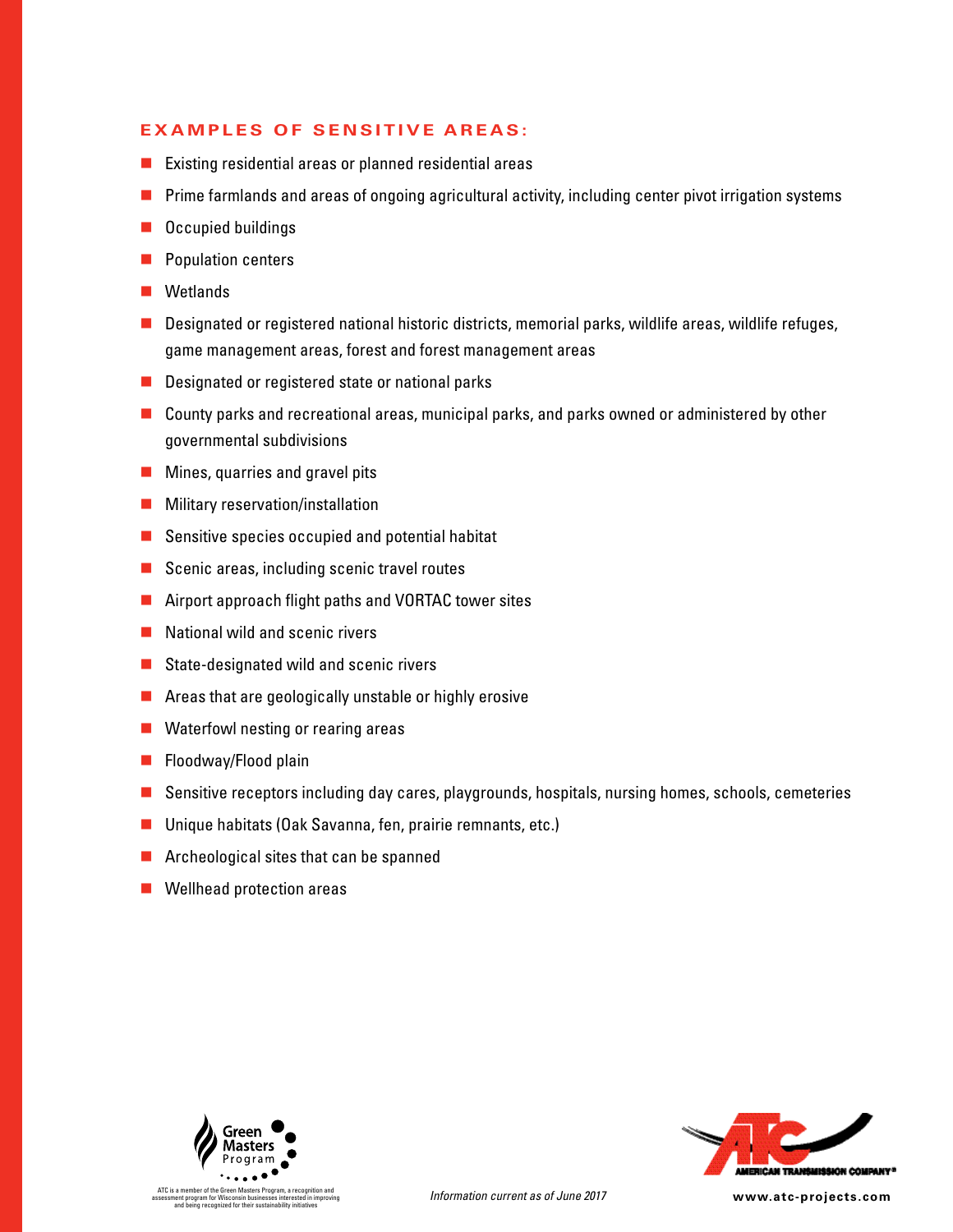## EXAMPLES OF SENSITIVE AREAS:

- Existing residential areas or planned residential areas
- Prime farmlands and areas of ongoing agricultural activity, including center pivot irrigation systems
- Occupied buildings
- Population centers
- Wetlands
- Designated or registered national historic districts, memorial parks, wildlife areas, wildlife refuges, game management areas, forest and forest management areas
- Designated or registered state or national parks
- County parks and recreational areas, municipal parks, and parks owned or administered by other governmental subdivisions
- Mines, quarries and gravel pits
- Military reservation/installation
- Sensitive species occupied and potential habitat
- Scenic areas, including scenic travel routes
- Airport approach flight paths and VORTAC tower sites
- National wild and scenic rivers
- State-designated wild and scenic rivers
- Areas that are geologically unstable or highly erosive
- Waterfowl nesting or rearing areas
- Floodway/Flood plain
- Sensitive receptors including day cares, playgrounds, hospitals, nursing homes, schools, cemeteries
- Unique habitats (Oak Savanna, fen, prairie remnants, etc.)
- Archeological sites that can be spanned
- Wellhead protection areas

Green Masters Program

ATC is a member of the Green Masters Program, a recognition and assessment program for Wisconsin businesses interested in improving and being recognized for their sustainability initiatives

*Information current as of June 2017*

AMERICAN TRANSMISSION COMPANY®

www.atc-projects.com